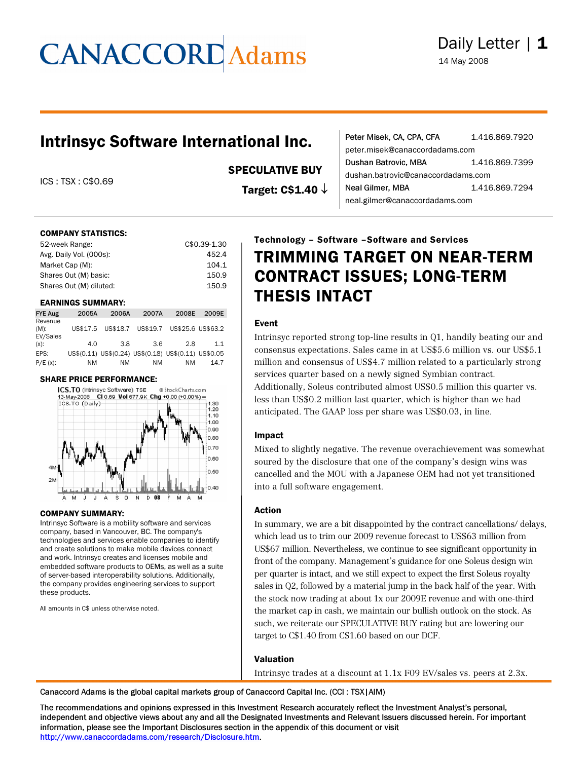# CANACCORD Adams

Daily Letter | 1

14 May 2008

## Intrinsyc Software International Inc.

ICS : TSX : C$0.69

**SPECULATIVE BUY**

**Target: C$1.40 ↓**

Peter Misek, CA, CPA, CFA 1.416.869.7920
peter.misek@canaccordadams.com
Dushan Batrovic, MBA 1.416.869.7399
dushan.batrovic@canaccordadams.com
Neal Gilmer, MBA 1.416.869.7294
neal.gilmer@canaccordadams.com

**COMPANY STATISTICS:**

| | |
|---|---|
| 52-week Range: | C$0.39-1.30 |
| Avg. Daily Vol. (000s): | 452.4 |
| Market Cap (M): | 104.1 |
| Shares Out (M) basic: | 150.9 |
| Shares Out (M) diluted: | 150.9 |

**EARNINGS SUMMARY:**

| FYE Aug | 2005A | 2006A | 2007A | 2008E | 2009E |
|---|---|---|---|---|---|
| Revenue (M): | US$17.5 | US$18.7 | US$19.7 | US$25.6 | US$63.2 |
| EV/Sales (x): | 4.0 | 3.8 | 3.6 | 2.8 | 1.1 |
| EPS: | US$(0.11) | US$(0.24) | US$(0.18) | US$(0.11) | US$0.05 |
| P/E (x): | NM | NM | NM | NM | 14.7 |

**SHARE PRICE PERFORMANCE:**

**COMPANY SUMMARY:**

Intrinsyc Software is a mobility software and services company, based in Vancouver, BC. The company's technologies and services enable companies to identify and create solutions to make mobile devices connect and work. Intrinsyc creates and licenses mobile and embedded software products to OEMs, as well as a suite of server-based interoperability solutions. Additionally, the company provides engineering services to support these products.

All amounts in C$ unless otherwise noted.

**Technology – Software –Software and Services**

# TRIMMING TARGET ON NEAR-TERM CONTRACT ISSUES; LONG-TERM THESIS INTACT

### Event

Intrinsyc reported strong top-line results in Q1, handily beating our and consensus expectations. Sales came in at US$5.6 million vs. our US$5.1 million and consensus of US$4.7 million related to a particularly strong services quarter based on a newly signed Symbian contract. Additionally, Soleus contributed almost US$0.5 million this quarter vs. less than US$0.2 million last quarter, which is higher than we had anticipated. The GAAP loss per share was US$0.03, in line.

### Impact

Mixed to slightly negative. The revenue overachievement was somewhat soured by the disclosure that one of the company's design wins was cancelled and the MOU with a Japanese OEM had not yet transitioned into a full software engagement.

### Action

In summary, we are a bit disappointed by the contract cancellations/ delays, which lead us to trim our 2009 revenue forecast to US$63 million from US$67 million. Nevertheless, we continue to see significant opportunity in front of the company. Management's guidance for one Soleus design win per quarter is intact, and we still expect to expect the first Soleus royalty sales in Q2, followed by a material jump in the back half of the year. With the stock now trading at about 1x our 2009E revenue and with one-third the market cap in cash, we maintain our bullish outlook on the stock. As such, we reiterate our SPECULATIVE BUY rating but are lowering our target to C$1.40 from C$1.60 based on our DCF.

### Valuation

Intrinsyc trades at a discount at 1.1x F09 EV/sales vs. peers at 2.3x.

Canaccord Adams is the global capital markets group of Canaccord Capital Inc. (CCI : TSX|AIM)

The recommendations and opinions expressed in this Investment Research accurately reflect the Investment Analyst's personal, independent and objective views about any and all the Designated Investments and Relevant Issuers discussed herein. For important information, please see the Important Disclosures section in the appendix of this document or visit http://www.canaccordadams.com/research/Disclosure.htm.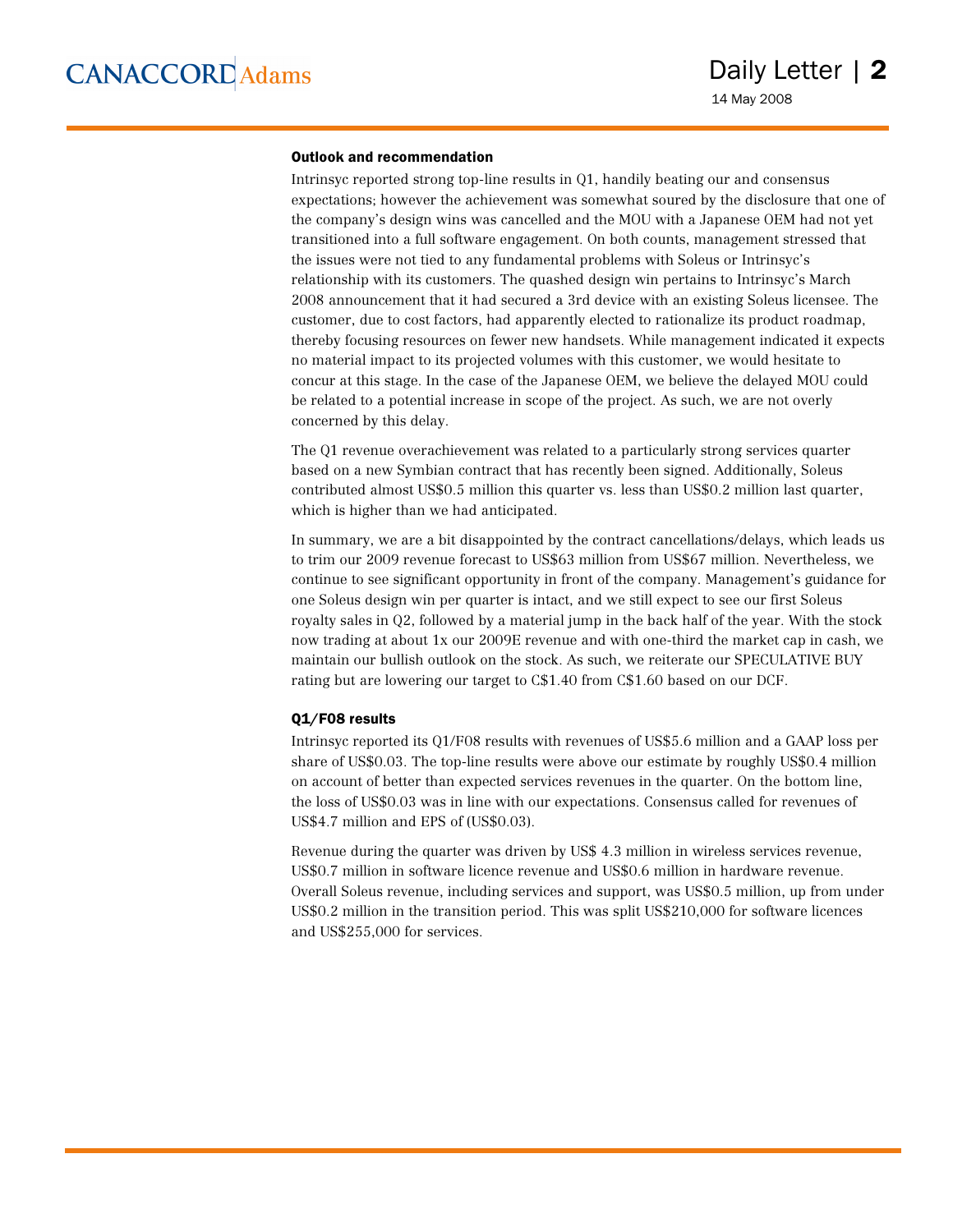### Outlook and recommendation

Intrinsyc reported strong top-line results in Q1, handily beating our and consensus expectations; however the achievement was somewhat soured by the disclosure that one of the company's design wins was cancelled and the MOU with a Japanese OEM had not yet transitioned into a full software engagement. On both counts, management stressed that the issues were not tied to any fundamental problems with Soleus or Intrinsyc's relationship with its customers. The quashed design win pertains to Intrinsyc's March 2008 announcement that it had secured a 3rd device with an existing Soleus licensee. The customer, due to cost factors, had apparently elected to rationalize its product roadmap, thereby focusing resources on fewer new handsets. While management indicated it expects no material impact to its projected volumes with this customer, we would hesitate to concur at this stage. In the case of the Japanese OEM, we believe the delayed MOU could be related to a potential increase in scope of the project. As such, we are not overly concerned by this delay.

The Q1 revenue overachievement was related to a particularly strong services quarter based on a new Symbian contract that has recently been signed. Additionally, Soleus contributed almost US$0.5 million this quarter vs. less than US$0.2 million last quarter, which is higher than we had anticipated.

In summary, we are a bit disappointed by the contract cancellations/delays, which leads us to trim our 2009 revenue forecast to US$63 million from US$67 million. Nevertheless, we continue to see significant opportunity in front of the company. Management's guidance for one Soleus design win per quarter is intact, and we still expect to see our first Soleus royalty sales in Q2, followed by a material jump in the back half of the year. With the stock now trading at about 1x our 2009E revenue and with one-third the market cap in cash, we maintain our bullish outlook on the stock. As such, we reiterate our SPECULATIVE BUY rating but are lowering our target to C$1.40 from C$1.60 based on our DCF.

### Q1/F08 results

Intrinsyc reported its Q1/F08 results with revenues of US$5.6 million and a GAAP loss per share of US$0.03. The top-line results were above our estimate by roughly US$0.4 million on account of better than expected services revenues in the quarter. On the bottom line, the loss of US$0.03 was in line with our expectations. Consensus called for revenues of US$4.7 million and EPS of (US$0.03).

Revenue during the quarter was driven by US$ 4.3 million in wireless services revenue, US$0.7 million in software licence revenue and US$0.6 million in hardware revenue. Overall Soleus revenue, including services and support, was US$0.5 million, up from under US$0.2 million in the transition period. This was split US$210,000 for software licences and US$255,000 for services.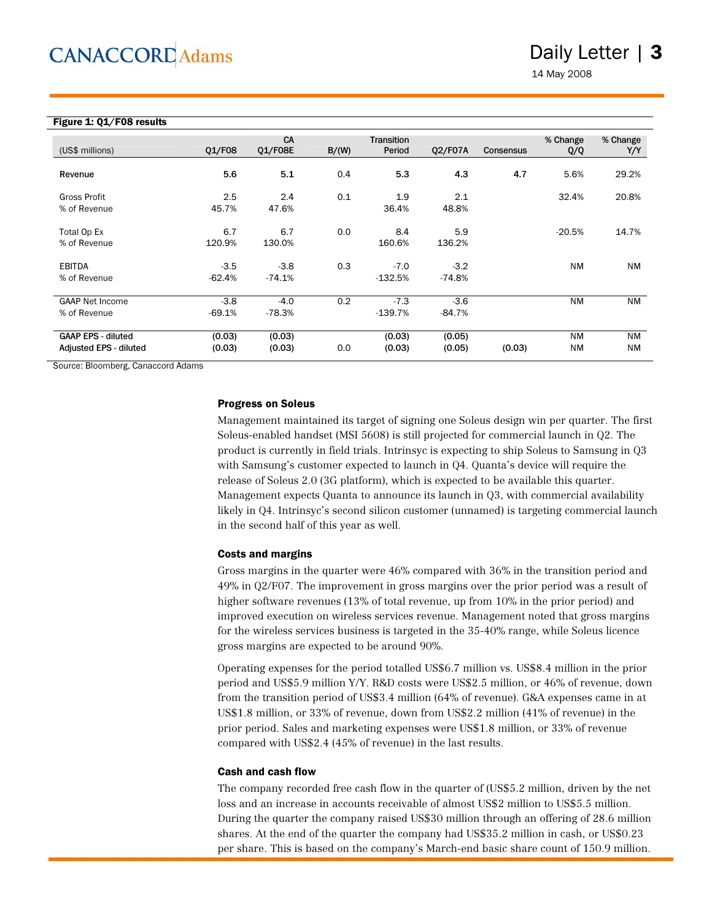**Figure 1: Q1/F08 results**

| (US$ millions) | Q1/F08 | CA Q1/F08E | B/(W) | Transition Period | Q2/F07A | Consensus | % Change Q/Q | % Change Y/Y |
|---|---|---|---|---|---|---|---|---|
| Revenue | 5.6 | 5.1 | 0.4 | 5.3 | 4.3 | 4.7 | 5.6% | 29.2% |
| Gross Profit | 2.5 | 2.4 | 0.1 | 1.9 | 2.1 | | 32.4% | 20.8% |
| % of Revenue | 45.7% | 47.6% | | 36.4% | 48.8% | | | |
| Total Op Ex | 6.7 | 6.7 | 0.0 | 8.4 | 5.9 | | -20.5% | 14.7% |
| % of Revenue | 120.9% | 130.0% | | 160.6% | 136.2% | | | |
| EBITDA | -3.5 | -3.8 | 0.3 | -7.0 | -3.2 | | NM | NM |
| % of Revenue | -62.4% | -74.1% | | -132.5% | -74.8% | | | |
| GAAP Net Income | -3.8 | -4.0 | 0.2 | -7.3 | -3.6 | | NM | NM |
| % of Revenue | -69.1% | -78.3% | | -139.7% | -84.7% | | | |
| GAAP EPS - diluted | (0.03) | (0.03) | | (0.03) | (0.05) | | NM | NM |
| Adjusted EPS - diluted | (0.03) | (0.03) | 0.0 | (0.03) | (0.05) | (0.03) | NM | NM |

Source: Bloomberg, Canaccord Adams

#### Progress on Soleus

Management maintained its target of signing one Soleus design win per quarter. The first Soleus-enabled handset (MSI 5608) is still projected for commercial launch in Q2. The product is currently in field trials. Intrinsyc is expecting to ship Soleus to Samsung in Q3 with Samsung's customer expected to launch in Q4. Quanta's device will require the release of Soleus 2.0 (3G platform), which is expected to be available this quarter. Management expects Quanta to announce its launch in Q3, with commercial availability likely in Q4. Intrinsyc's second silicon customer (unnamed) is targeting commercial launch in the second half of this year as well.

#### Costs and margins

Gross margins in the quarter were 46% compared with 36% in the transition period and 49% in Q2/F07. The improvement in gross margins over the prior period was a result of higher software revenues (13% of total revenue, up from 10% in the prior period) and improved execution on wireless services revenue. Management noted that gross margins for the wireless services business is targeted in the 35-40% range, while Soleus licence gross margins are expected to be around 90%.

Operating expenses for the period totalled US$6.7 million vs. US$8.4 million in the prior period and US$5.9 million Y/Y. R&D costs were US$2.5 million, or 46% of revenue, down from the transition period of US$3.4 million (64% of revenue). G&A expenses came in at US$1.8 million, or 33% of revenue, down from US$2.2 million (41% of revenue) in the prior period. Sales and marketing expenses were US$1.8 million, or 33% of revenue compared with US$2.4 (45% of revenue) in the last results.

#### Cash and cash flow

The company recorded free cash flow in the quarter of (US$5.2 million, driven by the net loss and an increase in accounts receivable of almost US$2 million to US$5.5 million. During the quarter the company raised US$30 million through an offering of 28.6 million shares. At the end of the quarter the company had US$35.2 million in cash, or US$0.23 per share. This is based on the company's March-end basic share count of 150.9 million.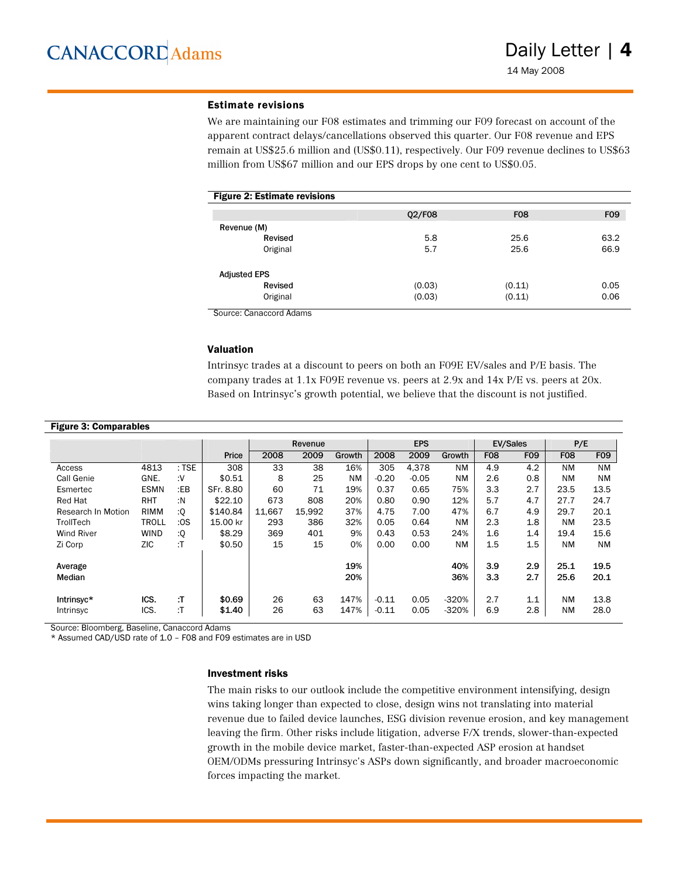### Estimate revisions

We are maintaining our F08 estimates and trimming our F09 forecast on account of the apparent contract delays/cancellations observed this quarter. Our F08 revenue and EPS remain at US$25.6 million and (US$0.11), respectively. Our F09 revenue declines to US$63 million from US$67 million and our EPS drops by one cent to US$0.05.

**Figure 2: Estimate revisions**

| | Q2/F08 | F08 | F09 |
|---|---|---|---|
| Revenue (M) | | | |
| Revised | 5.8 | 25.6 | 63.2 |
| Original | 5.7 | 25.6 | 66.9 |
| Adjusted EPS | | | |
| Revised | (0.03) | (0.11) | 0.05 |
| Original | (0.03) | (0.11) | 0.06 |

Source: Canaccord Adams

### Valuation

Intrinsyc trades at a discount to peers on both an F09E EV/sales and P/E basis. The company trades at 1.1x F09E revenue vs. peers at 2.9x and 14x P/E vs. peers at 20x. Based on Intrinsyc's growth potential, we believe that the discount is not justified.

**Figure 3: Comparables**

| | | | | Revenue | | | EPS | | | EV/Sales | | P/E | |
|---|---|---|---|---|---|---|---|---|---|---|---|---|---|
| | | | Price | 2008 | 2009 | Growth | 2008 | 2009 | Growth | F08 | F09 | F08 | F09 |
| Access | 4813 | : TSE | 308 | 33 | 38 | 16% | 305 | 4,378 | NM | 4.9 | 4.2 | NM | NM |
| Call Genie | GNE. | :V | $0.51 | 8 | 25 | NM | -0.20 | -0.05 | NM | 2.6 | 0.8 | NM | NM |
| Esmertec | ESMN | :EB | SFr. 8.80 | 60 | 71 | 19% | 0.37 | 0.65 | 75% | 3.3 | 2.7 | 23.5 | 13.5 |
| Red Hat | RHT | :N | $22.10 | 673 | 808 | 20% | 0.80 | 0.90 | 12% | 5.7 | 4.7 | 27.7 | 24.7 |
| Research In Motion | RIMM | :Q | $140.84 | 11,667 | 15,992 | 37% | 4.75 | 7.00 | 47% | 6.7 | 4.9 | 29.7 | 20.1 |
| TrollTech | TROLL | :OS | 15.00 kr | 293 | 386 | 32% | 0.05 | 0.64 | NM | 2.3 | 1.8 | NM | 23.5 |
| Wind River | WIND | :Q | $8.29 | 369 | 401 | 9% | 0.43 | 0.53 | 24% | 1.6 | 1.4 | 19.4 | 15.6 |
| Zi Corp | ZIC | :T | $0.50 | 15 | 15 | 0% | 0.00 | 0.00 | NM | 1.5 | 1.5 | NM | NM |
| **Average** | | | | | | **19%** | | | **40%** | **3.9** | **2.9** | **25.1** | **19.5** |
| **Median** | | | | | | **20%** | | | **36%** | **3.3** | **2.7** | **25.6** | **20.1** |
| **Intrinsyc*** | **ICS.** | **:T** | **$0.69** | 26 | 63 | 147% | -0.11 | 0.05 | -320% | 2.7 | 1.1 | NM | 13.8 |
| Intrinsyc | ICS. | :T | **$1.40** | 26 | 63 | 147% | -0.11 | 0.05 | -320% | 6.9 | 2.8 | NM | 28.0 |

Source: Bloomberg, Baseline, Canaccord Adams

\* Assumed CAD/USD rate of 1.0 – F08 and F09 estimates are in USD

### Investment risks

The main risks to our outlook include the competitive environment intensifying, design wins taking longer than expected to close, design wins not translating into material revenue due to failed device launches, ESG division revenue erosion, and key management leaving the firm. Other risks include litigation, adverse F/X trends, slower-than-expected growth in the mobile device market, faster-than-expected ASP erosion at handset OEM/ODMs pressuring Intrinsyc's ASPs down significantly, and broader macroeconomic forces impacting the market.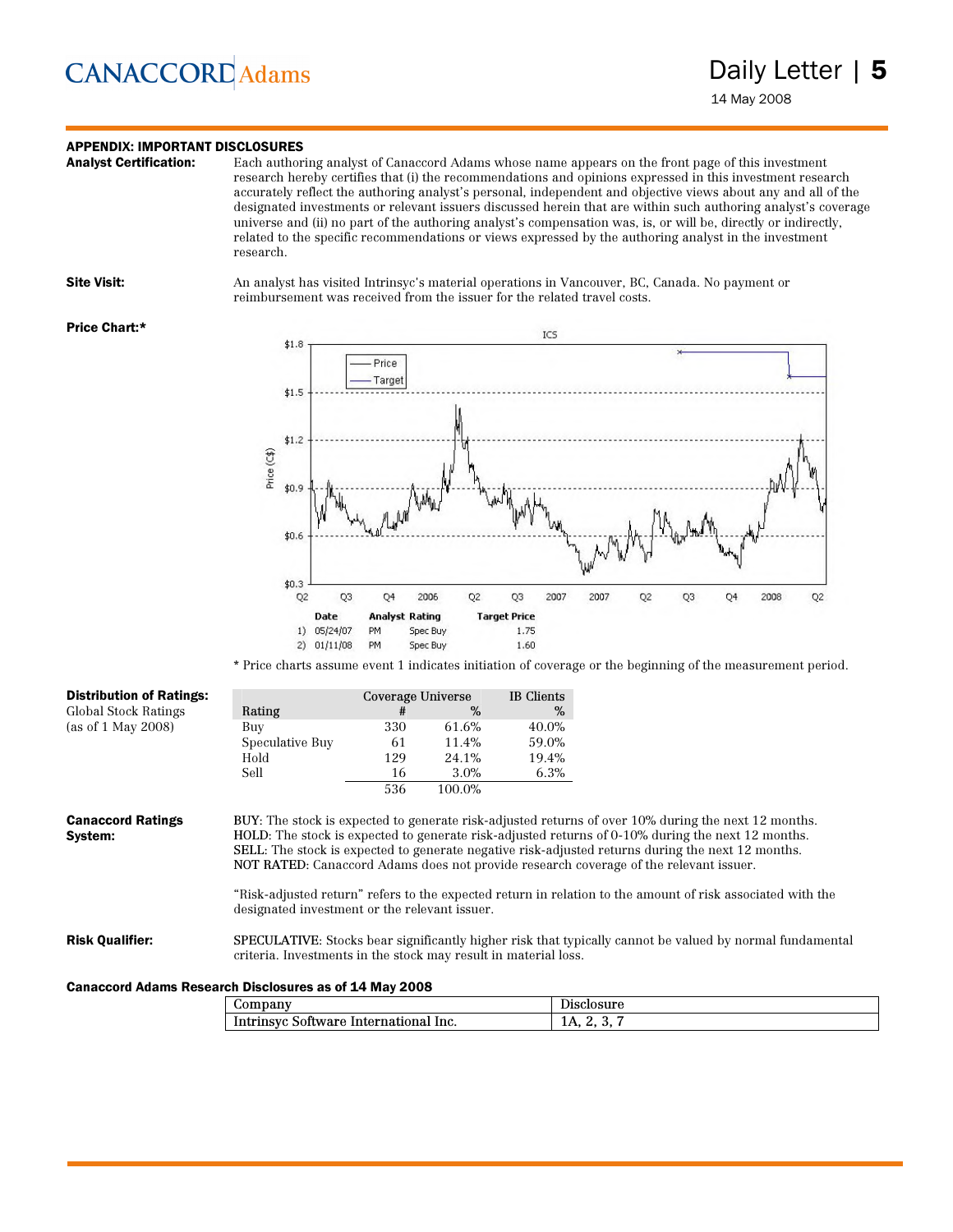## APPENDIX: IMPORTANT DISCLOSURES

**Analyst Certification:** Each authoring analyst of Canaccord Adams whose name appears on the front page of this investment research hereby certifies that (i) the recommendations and opinions expressed in this investment research accurately reflect the authoring analyst's personal, independent and objective views about any and all of the designated investments or relevant issuers discussed herein that are within such authoring analyst's coverage universe and (ii) no part of the authoring analyst's compensation was, is, or will be, directly or indirectly, related to the specific recommendations or views expressed by the authoring analyst in the investment research.

**Site Visit:** An analyst has visited Intrinsyc's material operations in Vancouver, BC, Canada. No payment or reimbursement was received from the issuer for the related travel costs.

**Price Chart:***

ICS

| | Date | Analyst | Rating | Target Price |
|---|---|---|---|---|
| 1) | 05/24/07 | PM | Spec Buy | 1.75 |
| 2) | 01/11/08 | PM | Spec Buy | 1.60 |

* Price charts assume event 1 indicates initiation of coverage or the beginning of the measurement period.

**Distribution of Ratings:**
Global Stock Ratings
(as of 1 May 2008)

| Rating | Coverage Universe # | Coverage Universe % | IB Clients % |
|---|---|---|---|
| Buy | 330 | 61.6% | 40.0% |
| Speculative Buy | 61 | 11.4% | 59.0% |
| Hold | 129 | 24.1% | 19.4% |
| Sell | 16 | 3.0% | 6.3% |
| | 536 | 100.0% | |

**Canaccord Ratings System:**

BUY: The stock is expected to generate risk-adjusted returns of over 10% during the next 12 months.
HOLD: The stock is expected to generate risk-adjusted returns of 0-10% during the next 12 months.
SELL: The stock is expected to generate negative risk-adjusted returns during the next 12 months.
NOT RATED: Canaccord Adams does not provide research coverage of the relevant issuer.

"Risk-adjusted return" refers to the expected return in relation to the amount of risk associated with the designated investment or the relevant issuer.

**Risk Qualifier:** SPECULATIVE: Stocks bear significantly higher risk that typically cannot be valued by normal fundamental criteria. Investments in the stock may result in material loss.

**Canaccord Adams Research Disclosures as of 14 May 2008**

| Company | Disclosure |
|---|---|
| Intrinsyc Software International Inc. | 1A, 2, 3, 7 |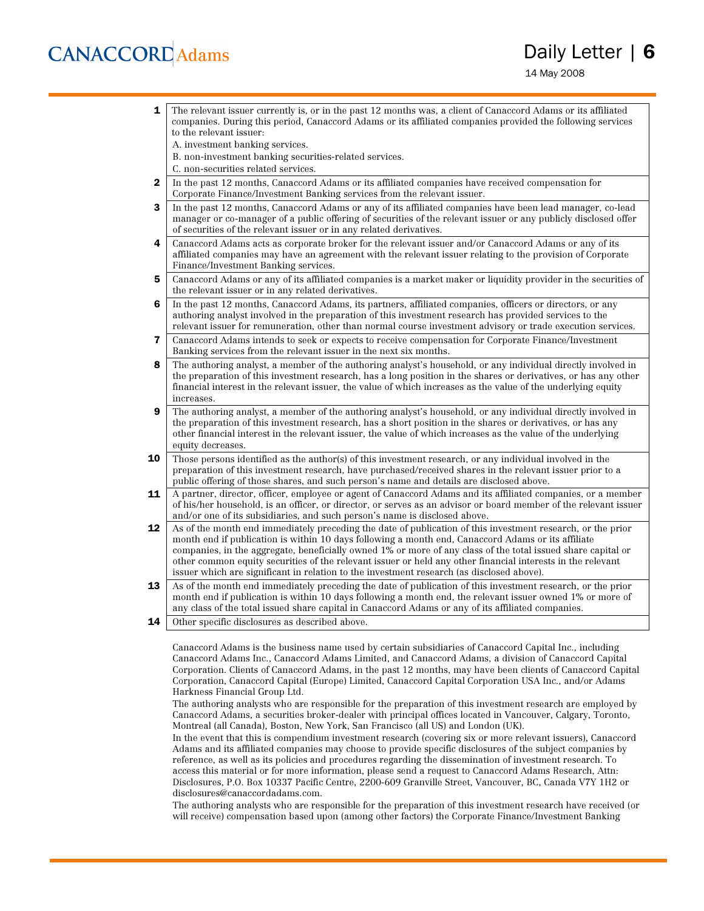| | |
|---|---|
| **1** | The relevant issuer currently is, or in the past 12 months was, a client of Canaccord Adams or its affiliated companies. During this period, Canaccord Adams or its affiliated companies provided the following services to the relevant issuer:<br>A. investment banking services.<br>B. non-investment banking securities-related services.<br>C. non-securities related services. |
| **2** | In the past 12 months, Canaccord Adams or its affiliated companies have received compensation for Corporate Finance/Investment Banking services from the relevant issuer. |
| **3** | In the past 12 months, Canaccord Adams or any of its affiliated companies have been lead manager, co-lead manager or co-manager of a public offering of securities of the relevant issuer or any publicly disclosed offer of securities of the relevant issuer or in any related derivatives. |
| **4** | Canaccord Adams acts as corporate broker for the relevant issuer and/or Canaccord Adams or any of its affiliated companies may have an agreement with the relevant issuer relating to the provision of Corporate Finance/Investment Banking services. |
| **5** | Canaccord Adams or any of its affiliated companies is a market maker or liquidity provider in the securities of the relevant issuer or in any related derivatives. |
| **6** | In the past 12 months, Canaccord Adams, its partners, affiliated companies, officers or directors, or any authoring analyst involved in the preparation of this investment research has provided services to the relevant issuer for remuneration, other than normal course investment advisory or trade execution services. |
| **7** | Canaccord Adams intends to seek or expects to receive compensation for Corporate Finance/Investment Banking services from the relevant issuer in the next six months. |
| **8** | The authoring analyst, a member of the authoring analyst's household, or any individual directly involved in the preparation of this investment research, has a long position in the shares or derivatives, or has any other financial interest in the relevant issuer, the value of which increases as the value of the underlying equity increases. |
| **9** | The authoring analyst, a member of the authoring analyst's household, or any individual directly involved in the preparation of this investment research, has a short position in the shares or derivatives, or has any other financial interest in the relevant issuer, the value of which increases as the value of the underlying equity decreases. |
| **10** | Those persons identified as the author(s) of this investment research, or any individual involved in the preparation of this investment research, have purchased/received shares in the relevant issuer prior to a public offering of those shares, and such person's name and details are disclosed above. |
| **11** | A partner, director, officer, employee or agent of Canaccord Adams and its affiliated companies, or a member of his/her household, is an officer, or director, or serves as an advisor or board member of the relevant issuer and/or one of its subsidiaries, and such person's name is disclosed above. |
| **12** | As of the month end immediately preceding the date of publication of this investment research, or the prior month end if publication is within 10 days following a month end, Canaccord Adams or its affiliate companies, in the aggregate, beneficially owned 1% or more of any class of the total issued share capital or other common equity securities of the relevant issuer or held any other financial interests in the relevant issuer which are significant in relation to the investment research (as disclosed above). |
| **13** | As of the month end immediately preceding the date of publication of this investment research, or the prior month end if publication is within 10 days following a month end, the relevant issuer owned 1% or more of any class of the total issued share capital in Canaccord Adams or any of its affiliated companies. |
| **14** | Other specific disclosures as described above. |

Canaccord Adams is the business name used by certain subsidiaries of Canaccord Capital Inc., including Canaccord Adams Inc., Canaccord Adams Limited, and Canaccord Adams, a division of Canaccord Capital Corporation. Clients of Canaccord Adams, in the past 12 months, may have been clients of Canaccord Capital Corporation, Canaccord Capital (Europe) Limited, Canaccord Capital Corporation USA Inc., and/or Adams Harkness Financial Group Ltd.

The authoring analysts who are responsible for the preparation of this investment research are employed by Canaccord Adams, a securities broker-dealer with principal offices located in Vancouver, Calgary, Toronto, Montreal (all Canada), Boston, New York, San Francisco (all US) and London (UK).

In the event that this is compendium investment research (covering six or more relevant issuers), Canaccord Adams and its affiliated companies may choose to provide specific disclosures of the subject companies by reference, as well as its policies and procedures regarding the dissemination of investment research. To access this material or for more information, please send a request to Canaccord Adams Research, Attn: Disclosures, P.O. Box 10337 Pacific Centre, 2200-609 Granville Street, Vancouver, BC, Canada V7Y 1H2 or disclosures@canaccordadams.com.

The authoring analysts who are responsible for the preparation of this investment research have received (or will receive) compensation based upon (among other factors) the Corporate Finance/Investment Banking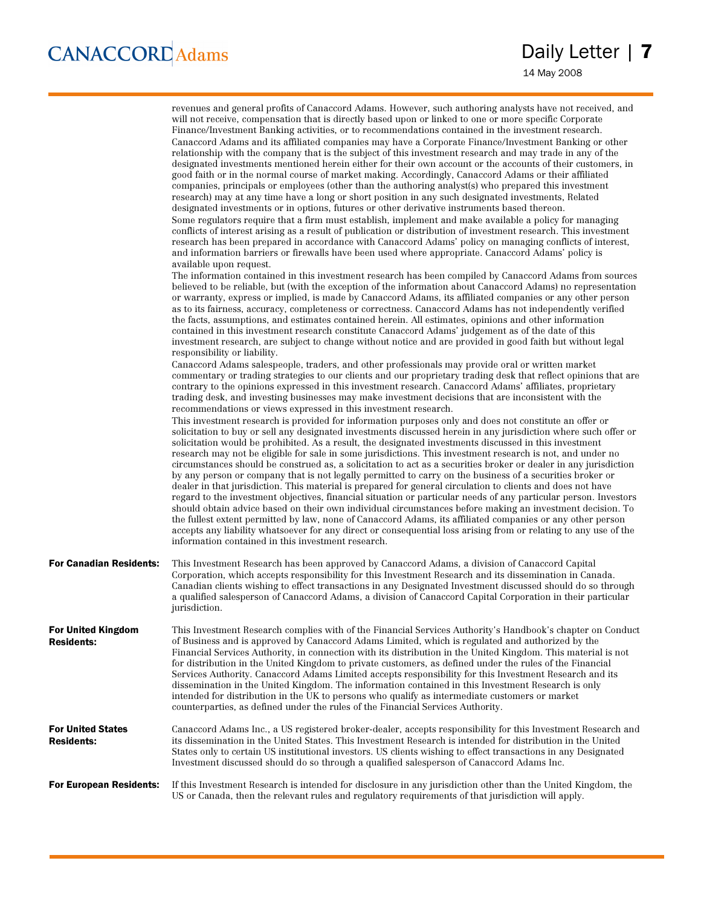revenues and general profits of Canaccord Adams. However, such authoring analysts have not received, and will not receive, compensation that is directly based upon or linked to one or more specific Corporate Finance/Investment Banking activities, or to recommendations contained in the investment research.

Canaccord Adams and its affiliated companies may have a Corporate Finance/Investment Banking or other relationship with the company that is the subject of this investment research and may trade in any of the designated investments mentioned herein either for their own account or the accounts of their customers, in good faith or in the normal course of market making. Accordingly, Canaccord Adams or their affiliated companies, principals or employees (other than the authoring analyst(s) who prepared this investment research) may at any time have a long or short position in any such designated investments, Related designated investments or in options, futures or other derivative instruments based thereon.

Some regulators require that a firm must establish, implement and make available a policy for managing conflicts of interest arising as a result of publication or distribution of investment research. This investment research has been prepared in accordance with Canaccord Adams' policy on managing conflicts of interest, and information barriers or firewalls have been used where appropriate. Canaccord Adams' policy is available upon request.

The information contained in this investment research has been compiled by Canaccord Adams from sources believed to be reliable, but (with the exception of the information about Canaccord Adams) no representation or warranty, express or implied, is made by Canaccord Adams, its affiliated companies or any other person as to its fairness, accuracy, completeness or correctness. Canaccord Adams has not independently verified the facts, assumptions, and estimates contained herein. All estimates, opinions and other information contained in this investment research constitute Canaccord Adams' judgement as of the date of this investment research, are subject to change without notice and are provided in good faith but without legal responsibility or liability.

Canaccord Adams salespeople, traders, and other professionals may provide oral or written market commentary or trading strategies to our clients and our proprietary trading desk that reflect opinions that are contrary to the opinions expressed in this investment research. Canaccord Adams' affiliates, proprietary trading desk, and investing businesses may make investment decisions that are inconsistent with the recommendations or views expressed in this investment research.

This investment research is provided for information purposes only and does not constitute an offer or solicitation to buy or sell any designated investments discussed herein in any jurisdiction where such offer or solicitation would be prohibited. As a result, the designated investments discussed in this investment research may not be eligible for sale in some jurisdictions. This investment research is not, and under no circumstances should be construed as, a solicitation to act as a securities broker or dealer in any jurisdiction by any person or company that is not legally permitted to carry on the business of a securities broker or dealer in that jurisdiction. This material is prepared for general circulation to clients and does not have regard to the investment objectives, financial situation or particular needs of any particular person. Investors should obtain advice based on their own individual circumstances before making an investment decision. To the fullest extent permitted by law, none of Canaccord Adams, its affiliated companies or any other person accepts any liability whatsoever for any direct or consequential loss arising from or relating to any use of the information contained in this investment research.

**For Canadian Residents:** This Investment Research has been approved by Canaccord Adams, a division of Canaccord Capital Corporation, which accepts responsibility for this Investment Research and its dissemination in Canada. Canadian clients wishing to effect transactions in any Designated Investment discussed should do so through a qualified salesperson of Canaccord Adams, a division of Canaccord Capital Corporation in their particular jurisdiction.

**For United Kingdom Residents:** This Investment Research complies with of the Financial Services Authority's Handbook's chapter on Conduct of Business and is approved by Canaccord Adams Limited, which is regulated and authorized by the Financial Services Authority, in connection with its distribution in the United Kingdom. This material is not for distribution in the United Kingdom to private customers, as defined under the rules of the Financial Services Authority. Canaccord Adams Limited accepts responsibility for this Investment Research and its dissemination in the United Kingdom. The information contained in this Investment Research is only intended for distribution in the UK to persons who qualify as intermediate customers or market counterparties, as defined under the rules of the Financial Services Authority.

**For United States Residents:** Canaccord Adams Inc., a US registered broker-dealer, accepts responsibility for this Investment Research and its dissemination in the United States. This Investment Research is intended for distribution in the United States only to certain US institutional investors. US clients wishing to effect transactions in any Designated Investment discussed should do so through a qualified salesperson of Canaccord Adams Inc.

**For European Residents:** If this Investment Research is intended for disclosure in any jurisdiction other than the United Kingdom, the US or Canada, then the relevant rules and regulatory requirements of that jurisdiction will apply.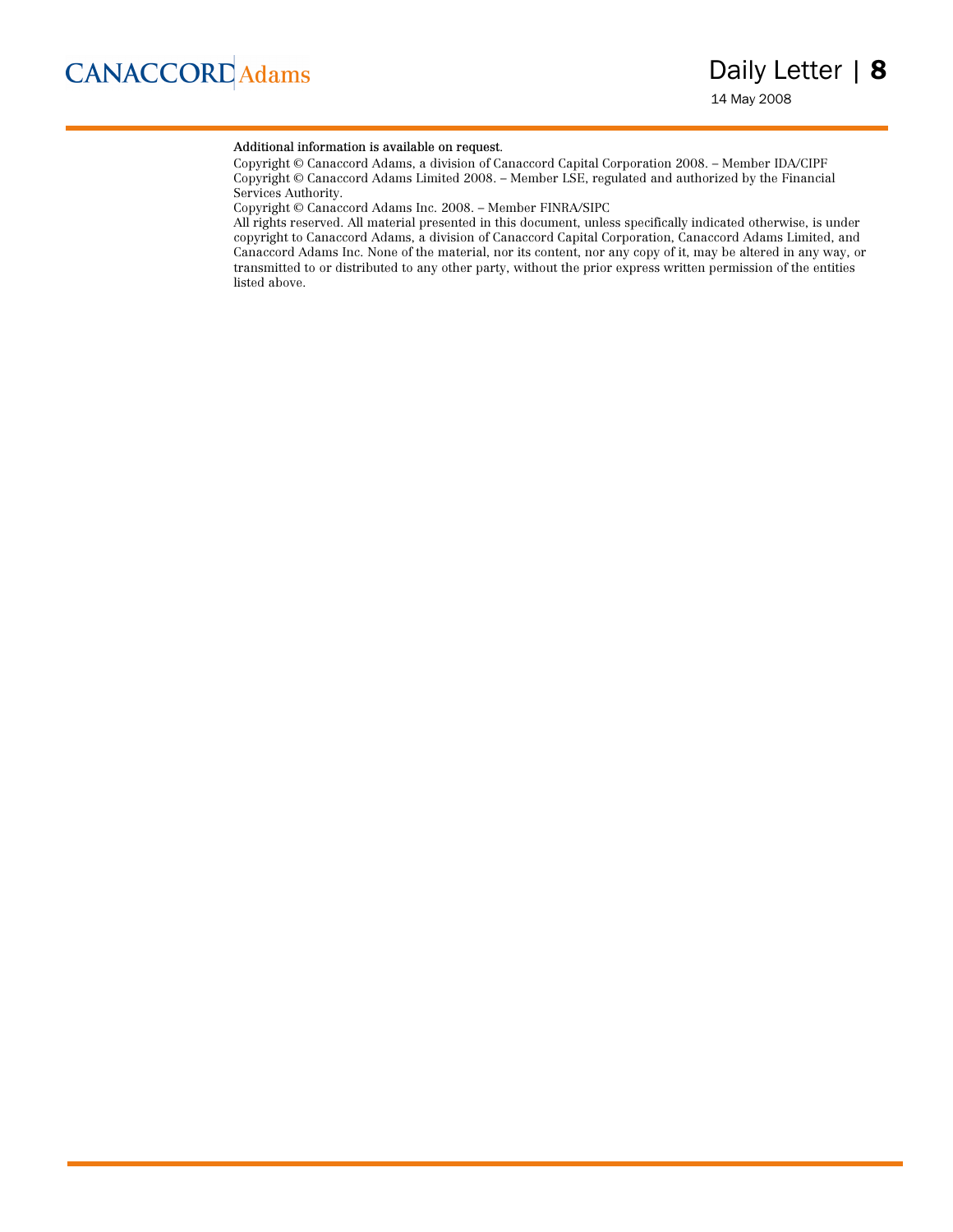**Additional information is available on request.**

Copyright © Canaccord Adams, a division of Canaccord Capital Corporation 2008. – Member IDA/CIPF
Copyright © Canaccord Adams Limited 2008. – Member LSE, regulated and authorized by the Financial Services Authority.
Copyright © Canaccord Adams Inc. 2008. – Member FINRA/SIPC
All rights reserved. All material presented in this document, unless specifically indicated otherwise, is under copyright to Canaccord Adams, a division of Canaccord Capital Corporation, Canaccord Adams Limited, and Canaccord Adams Inc. None of the material, nor its content, nor any copy of it, may be altered in any way, or transmitted to or distributed to any other party, without the prior express written permission of the entities listed above.